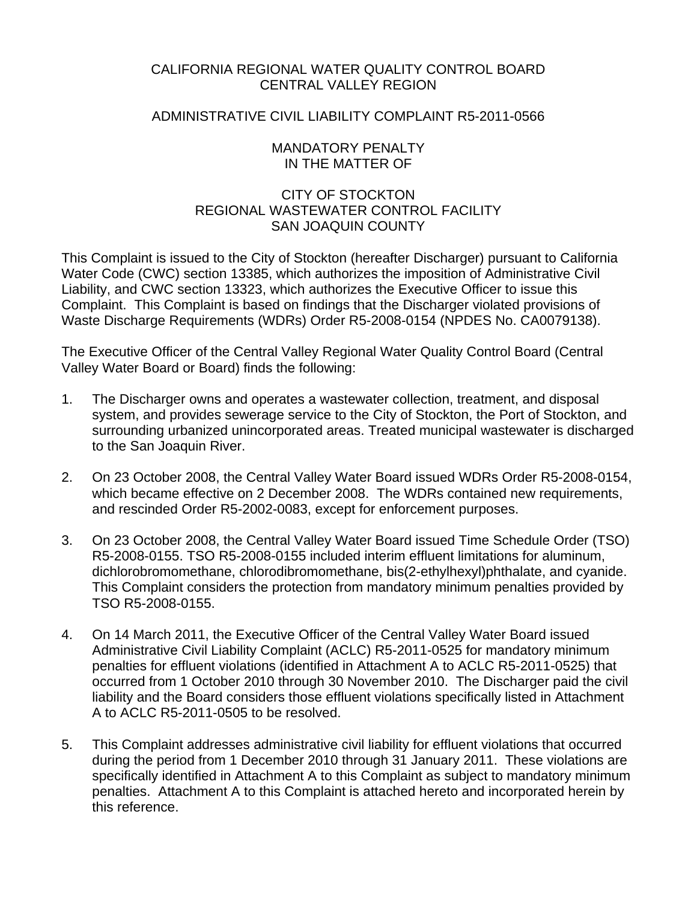CALIFORNIA REGIONAL WATER QUALITY CONTROL BOARD
CENTRAL VALLEY REGION

ADMINISTRATIVE CIVIL LIABILITY COMPLAINT R5-2011-0566

MANDATORY PENALTY
IN THE MATTER OF

CITY OF STOCKTON
REGIONAL WASTEWATER CONTROL FACILITY
SAN JOAQUIN COUNTY

This Complaint is issued to the City of Stockton (hereafter Discharger) pursuant to California Water Code (CWC) section 13385, which authorizes the imposition of Administrative Civil Liability, and CWC section 13323, which authorizes the Executive Officer to issue this Complaint. This Complaint is based on findings that the Discharger violated provisions of Waste Discharge Requirements (WDRs) Order R5-2008-0154 (NPDES No. CA0079138).

The Executive Officer of the Central Valley Regional Water Quality Control Board (Central Valley Water Board or Board) finds the following:

1. The Discharger owns and operates a wastewater collection, treatment, and disposal system, and provides sewerage service to the City of Stockton, the Port of Stockton, and surrounding urbanized unincorporated areas. Treated municipal wastewater is discharged to the San Joaquin River.

2. On 23 October 2008, the Central Valley Water Board issued WDRs Order R5-2008-0154, which became effective on 2 December 2008. The WDRs contained new requirements, and rescinded Order R5-2002-0083, except for enforcement purposes.

3. On 23 October 2008, the Central Valley Water Board issued Time Schedule Order (TSO) R5-2008-0155. TSO R5-2008-0155 included interim effluent limitations for aluminum, dichlorobromomethane, chlorodibromomethane, bis(2-ethylhexyl)phthalate, and cyanide. This Complaint considers the protection from mandatory minimum penalties provided by TSO R5-2008-0155.

4. On 14 March 2011, the Executive Officer of the Central Valley Water Board issued Administrative Civil Liability Complaint (ACLC) R5-2011-0525 for mandatory minimum penalties for effluent violations (identified in Attachment A to ACLC R5-2011-0525) that occurred from 1 October 2010 through 30 November 2010. The Discharger paid the civil liability and the Board considers those effluent violations specifically listed in Attachment A to ACLC R5-2011-0505 to be resolved.

5. This Complaint addresses administrative civil liability for effluent violations that occurred during the period from 1 December 2010 through 31 January 2011. These violations are specifically identified in Attachment A to this Complaint as subject to mandatory minimum penalties. Attachment A to this Complaint is attached hereto and incorporated herein by this reference.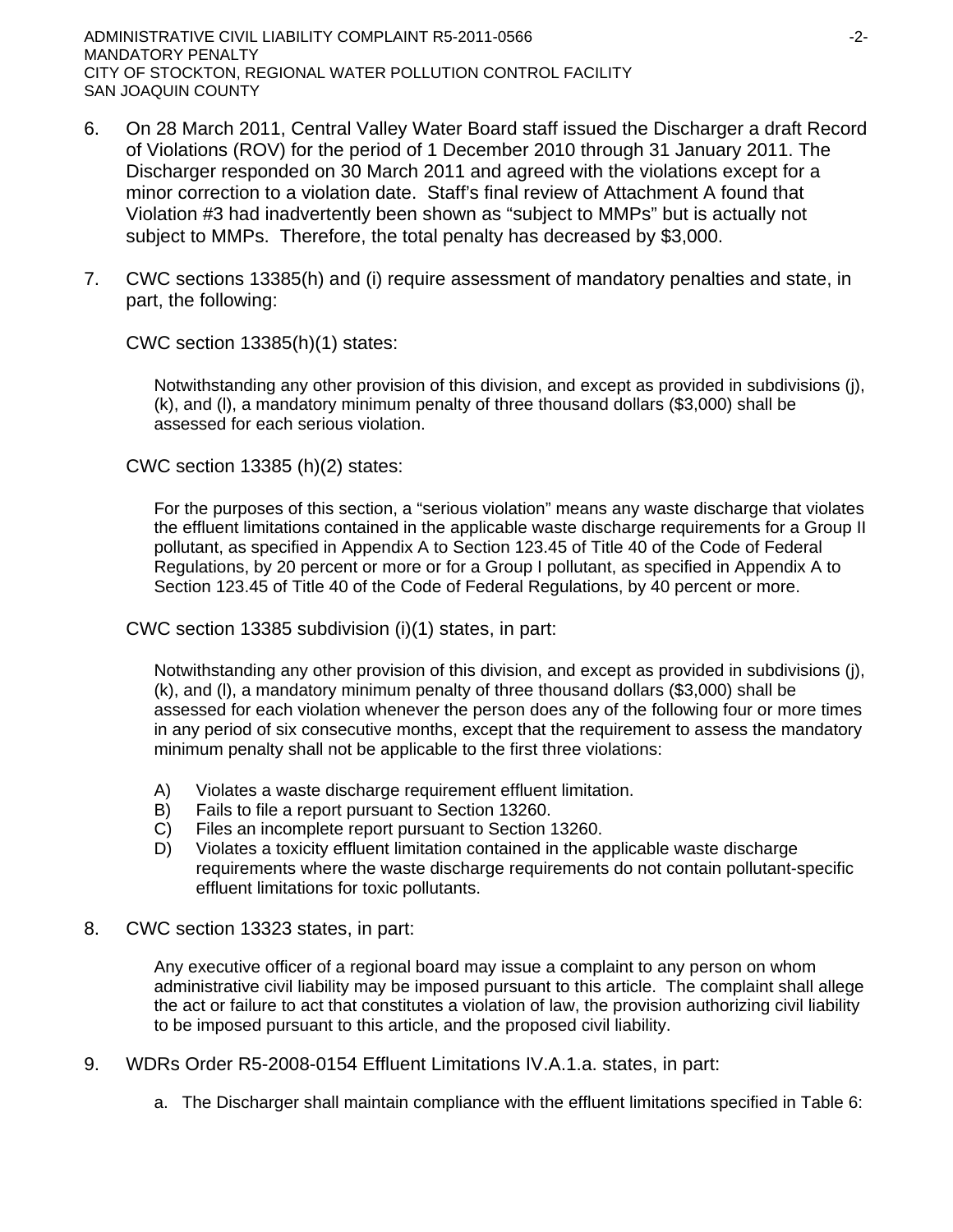6. On 28 March 2011, Central Valley Water Board staff issued the Discharger a draft Record of Violations (ROV) for the period of 1 December 2010 through 31 January 2011. The Discharger responded on 30 March 2011 and agreed with the violations except for a minor correction to a violation date. Staff's final review of Attachment A found that Violation #3 had inadvertently been shown as "subject to MMPs" but is actually not subject to MMPs. Therefore, the total penalty has decreased by $3,000.

7. CWC sections 13385(h) and (i) require assessment of mandatory penalties and state, in part, the following:

   CWC section 13385(h)(1) states:

   > Notwithstanding any other provision of this division, and except as provided in subdivisions (j), (k), and (l), a mandatory minimum penalty of three thousand dollars ($3,000) shall be assessed for each serious violation.

   CWC section 13385 (h)(2) states:

   > For the purposes of this section, a "serious violation" means any waste discharge that violates the effluent limitations contained in the applicable waste discharge requirements for a Group II pollutant, as specified in Appendix A to Section 123.45 of Title 40 of the Code of Federal Regulations, by 20 percent or more or for a Group I pollutant, as specified in Appendix A to Section 123.45 of Title 40 of the Code of Federal Regulations, by 40 percent or more.

   CWC section 13385 subdivision (i)(1) states, in part:

   > Notwithstanding any other provision of this division, and except as provided in subdivisions (j), (k), and (l), a mandatory minimum penalty of three thousand dollars ($3,000) shall be assessed for each violation whenever the person does any of the following four or more times in any period of six consecutive months, except that the requirement to assess the mandatory minimum penalty shall not be applicable to the first three violations:
   >
   > A) Violates a waste discharge requirement effluent limitation.
   > B) Fails to file a report pursuant to Section 13260.
   > C) Files an incomplete report pursuant to Section 13260.
   > D) Violates a toxicity effluent limitation contained in the applicable waste discharge requirements where the waste discharge requirements do not contain pollutant-specific effluent limitations for toxic pollutants.

8. CWC section 13323 states, in part:

   > Any executive officer of a regional board may issue a complaint to any person on whom administrative civil liability may be imposed pursuant to this article. The complaint shall allege the act or failure to act that constitutes a violation of law, the provision authorizing civil liability to be imposed pursuant to this article, and the proposed civil liability.

9. WDRs Order R5-2008-0154 Effluent Limitations IV.A.1.a. states, in part:

   a. The Discharger shall maintain compliance with the effluent limitations specified in Table 6: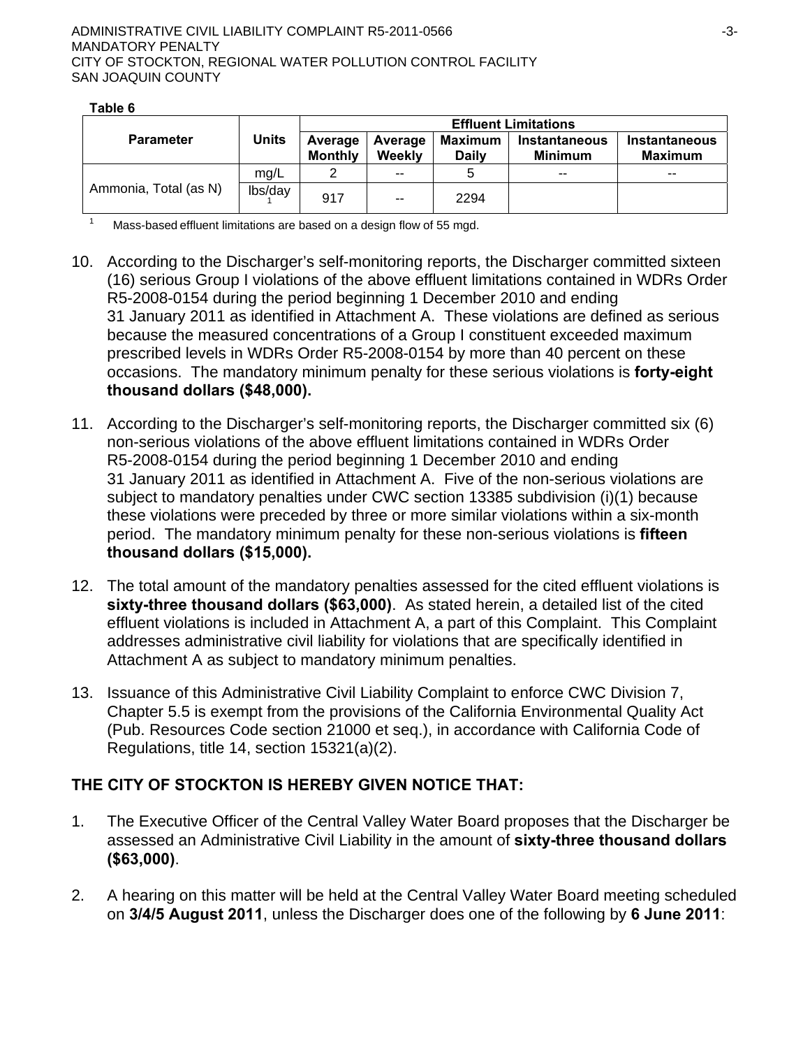**Table 6**

| Parameter | Units | Effluent Limitations | | | | |
|---|---|---|---|---|---|---|
| | | Average Monthly | Average Weekly | Maximum Daily | Instantaneous Minimum | Instantaneous Maximum |
| Ammonia, Total (as N) | mg/L | 2 | -- | 5 | -- | -- |
| | lbs/day[1] | 917 | -- | 2294 | | |

[1] Mass-based effluent limitations are based on a design flow of 55 mgd.

10. According to the Discharger's self-monitoring reports, the Discharger committed sixteen (16) serious Group I violations of the above effluent limitations contained in WDRs Order R5-2008-0154 during the period beginning 1 December 2010 and ending 31 January 2011 as identified in Attachment A. These violations are defined as serious because the measured concentrations of a Group I constituent exceeded maximum prescribed levels in WDRs Order R5-2008-0154 by more than 40 percent on these occasions. The mandatory minimum penalty for these serious violations is **forty-eight thousand dollars ($48,000).**

11. According to the Discharger's self-monitoring reports, the Discharger committed six (6) non-serious violations of the above effluent limitations contained in WDRs Order R5-2008-0154 during the period beginning 1 December 2010 and ending 31 January 2011 as identified in Attachment A. Five of the non-serious violations are subject to mandatory penalties under CWC section 13385 subdivision (i)(1) because these violations were preceded by three or more similar violations within a six-month period. The mandatory minimum penalty for these non-serious violations is **fifteen thousand dollars ($15,000).**

12. The total amount of the mandatory penalties assessed for the cited effluent violations is **sixty-three thousand dollars ($63,000)**. As stated herein, a detailed list of the cited effluent violations is included in Attachment A, a part of this Complaint. This Complaint addresses administrative civil liability for violations that are specifically identified in Attachment A as subject to mandatory minimum penalties.

13. Issuance of this Administrative Civil Liability Complaint to enforce CWC Division 7, Chapter 5.5 is exempt from the provisions of the California Environmental Quality Act (Pub. Resources Code section 21000 et seq.), in accordance with California Code of Regulations, title 14, section 15321(a)(2).

**THE CITY OF STOCKTON IS HEREBY GIVEN NOTICE THAT:**

1. The Executive Officer of the Central Valley Water Board proposes that the Discharger be assessed an Administrative Civil Liability in the amount of **sixty-three thousand dollars ($63,000)**.

2. A hearing on this matter will be held at the Central Valley Water Board meeting scheduled on **3/4/5 August 2011**, unless the Discharger does one of the following by **6 June 2011**: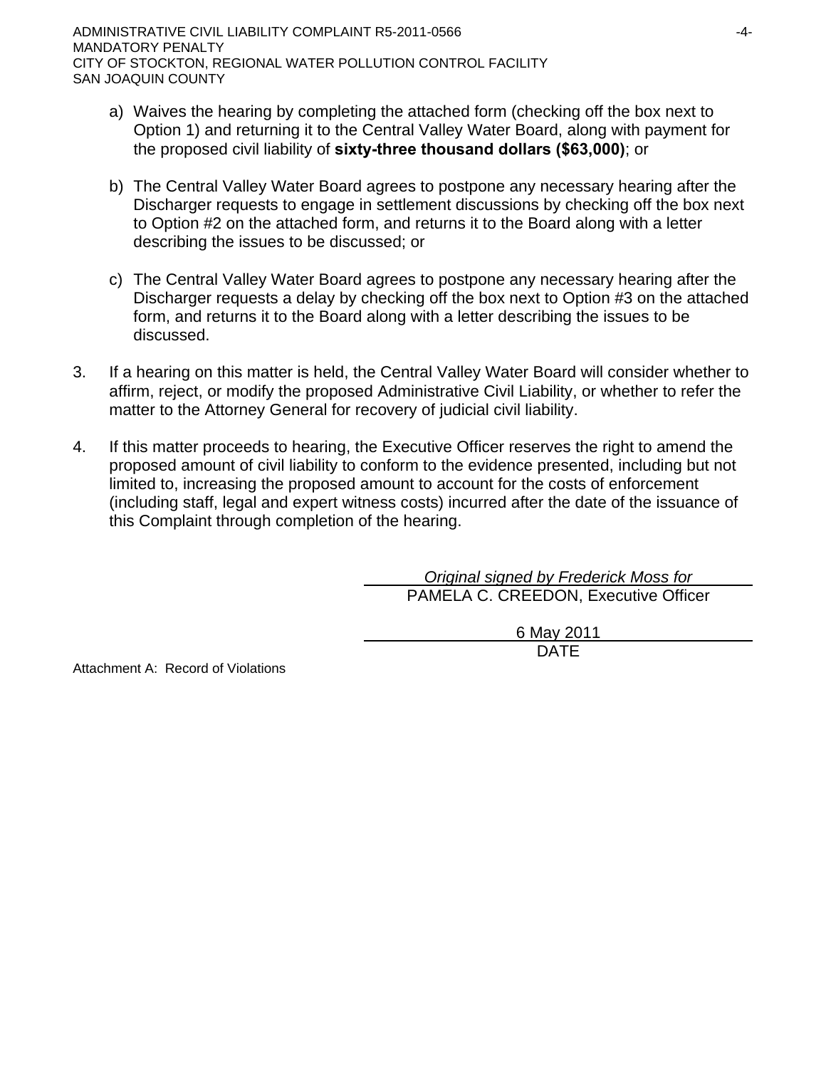a) Waives the hearing by completing the attached form (checking off the box next to Option 1) and returning it to the Central Valley Water Board, along with payment for the proposed civil liability of **sixty-three thousand dollars ($63,000)**; or

b) The Central Valley Water Board agrees to postpone any necessary hearing after the Discharger requests to engage in settlement discussions by checking off the box next to Option #2 on the attached form, and returns it to the Board along with a letter describing the issues to be discussed; or

c) The Central Valley Water Board agrees to postpone any necessary hearing after the Discharger requests a delay by checking off the box next to Option #3 on the attached form, and returns it to the Board along with a letter describing the issues to be discussed.

3. If a hearing on this matter is held, the Central Valley Water Board will consider whether to affirm, reject, or modify the proposed Administrative Civil Liability, or whether to refer the matter to the Attorney General for recovery of judicial civil liability.

4. If this matter proceeds to hearing, the Executive Officer reserves the right to amend the proposed amount of civil liability to conform to the evidence presented, including but not limited to, increasing the proposed amount to account for the costs of enforcement (including staff, legal and expert witness costs) incurred after the date of the issuance of this Complaint through completion of the hearing.

*Original signed by Frederick Moss for*
PAMELA C. CREEDON, Executive Officer

6 May 2011
DATE

Attachment A: Record of Violations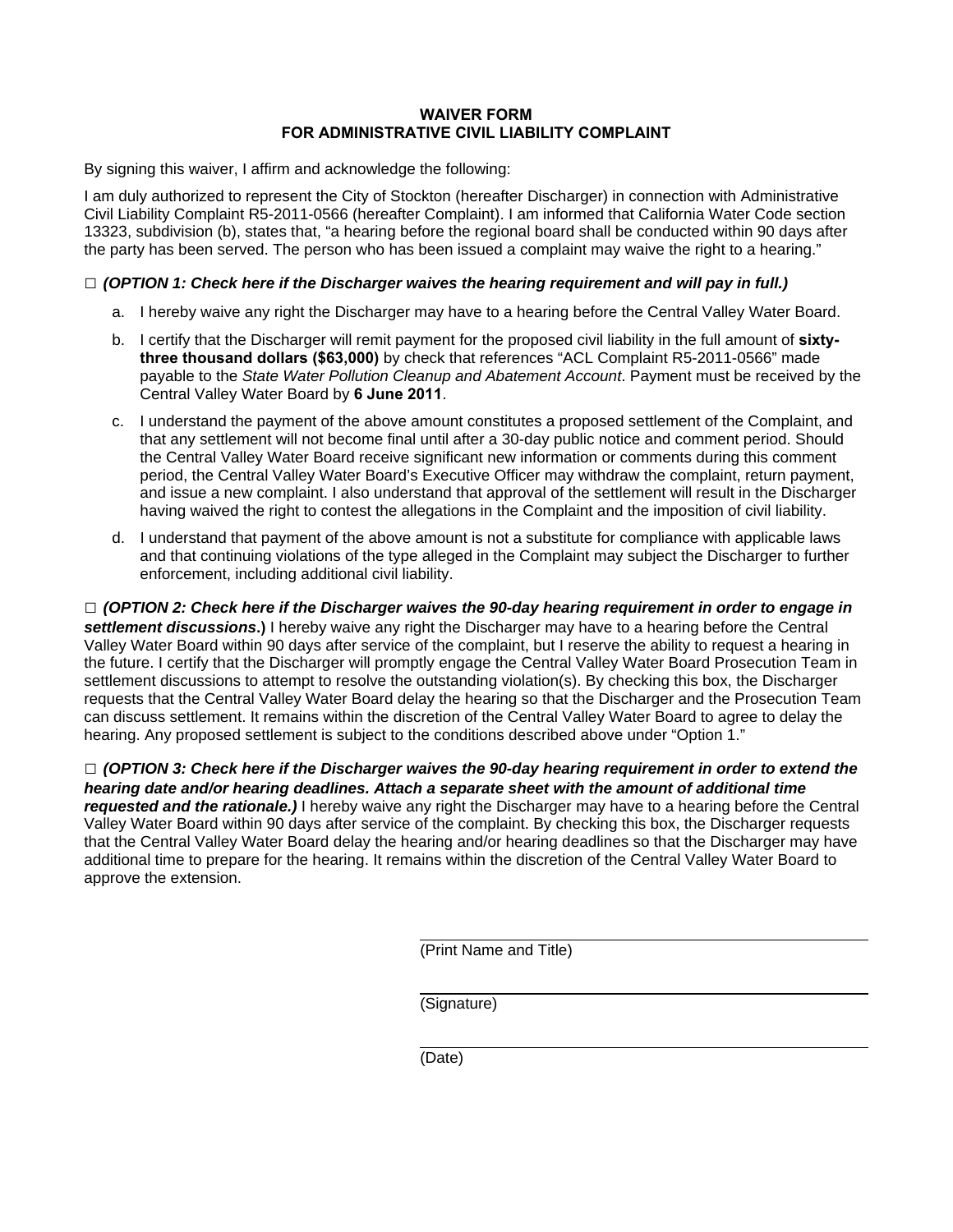# WAIVER FORM
# FOR ADMINISTRATIVE CIVIL LIABILITY COMPLAINT

By signing this waiver, I affirm and acknowledge the following:

I am duly authorized to represent the City of Stockton (hereafter Discharger) in connection with Administrative Civil Liability Complaint R5-2011-0566 (hereafter Complaint). I am informed that California Water Code section 13323, subdivision (b), states that, "a hearing before the regional board shall be conducted within 90 days after the party has been served. The person who has been issued a complaint may waive the right to a hearing."

□ ***(OPTION 1: Check here if the Discharger waives the hearing requirement and will pay in full.)***

a. I hereby waive any right the Discharger may have to a hearing before the Central Valley Water Board.

b. I certify that the Discharger will remit payment for the proposed civil liability in the full amount of **sixty-three thousand dollars ($63,000)** by check that references "ACL Complaint R5-2011-0566" made payable to the *State Water Pollution Cleanup and Abatement Account*. Payment must be received by the Central Valley Water Board by **6 June 2011**.

c. I understand the payment of the above amount constitutes a proposed settlement of the Complaint, and that any settlement will not become final until after a 30-day public notice and comment period. Should the Central Valley Water Board receive significant new information or comments during this comment period, the Central Valley Water Board's Executive Officer may withdraw the complaint, return payment, and issue a new complaint. I also understand that approval of the settlement will result in the Discharger having waived the right to contest the allegations in the Complaint and the imposition of civil liability.

d. I understand that payment of the above amount is not a substitute for compliance with applicable laws and that continuing violations of the type alleged in the Complaint may subject the Discharger to further enforcement, including additional civil liability.

□ ***(OPTION 2: Check here if the Discharger waives the 90-day hearing requirement in order to engage in settlement discussions.)*** I hereby waive any right the Discharger may have to a hearing before the Central Valley Water Board within 90 days after service of the complaint, but I reserve the ability to request a hearing in the future. I certify that the Discharger will promptly engage the Central Valley Water Board Prosecution Team in settlement discussions to attempt to resolve the outstanding violation(s). By checking this box, the Discharger requests that the Central Valley Water Board delay the hearing so that the Discharger and the Prosecution Team can discuss settlement. It remains within the discretion of the Central Valley Water Board to agree to delay the hearing. Any proposed settlement is subject to the conditions described above under "Option 1."

□ ***(OPTION 3: Check here if the Discharger waives the 90-day hearing requirement in order to extend the hearing date and/or hearing deadlines. Attach a separate sheet with the amount of additional time requested and the rationale.)*** I hereby waive any right the Discharger may have to a hearing before the Central Valley Water Board within 90 days after service of the complaint. By checking this box, the Discharger requests that the Central Valley Water Board delay the hearing and/or hearing deadlines so that the Discharger may have additional time to prepare for the hearing. It remains within the discretion of the Central Valley Water Board to approve the extension.

\_\_\_\_\_\_\_\_\_\_\_\_\_\_\_\_\_\_\_\_\_\_\_\_\_\_\_\_\_\_\_\_\_\_\_\_\_\_\_\_
(Print Name and Title)

\_\_\_\_\_\_\_\_\_\_\_\_\_\_\_\_\_\_\_\_\_\_\_\_\_\_\_\_\_\_\_\_\_\_\_\_\_\_\_\_
(Signature)

\_\_\_\_\_\_\_\_\_\_\_\_\_\_\_\_\_\_\_\_\_\_\_\_\_\_\_\_\_\_\_\_\_\_\_\_\_\_\_\_
(Date)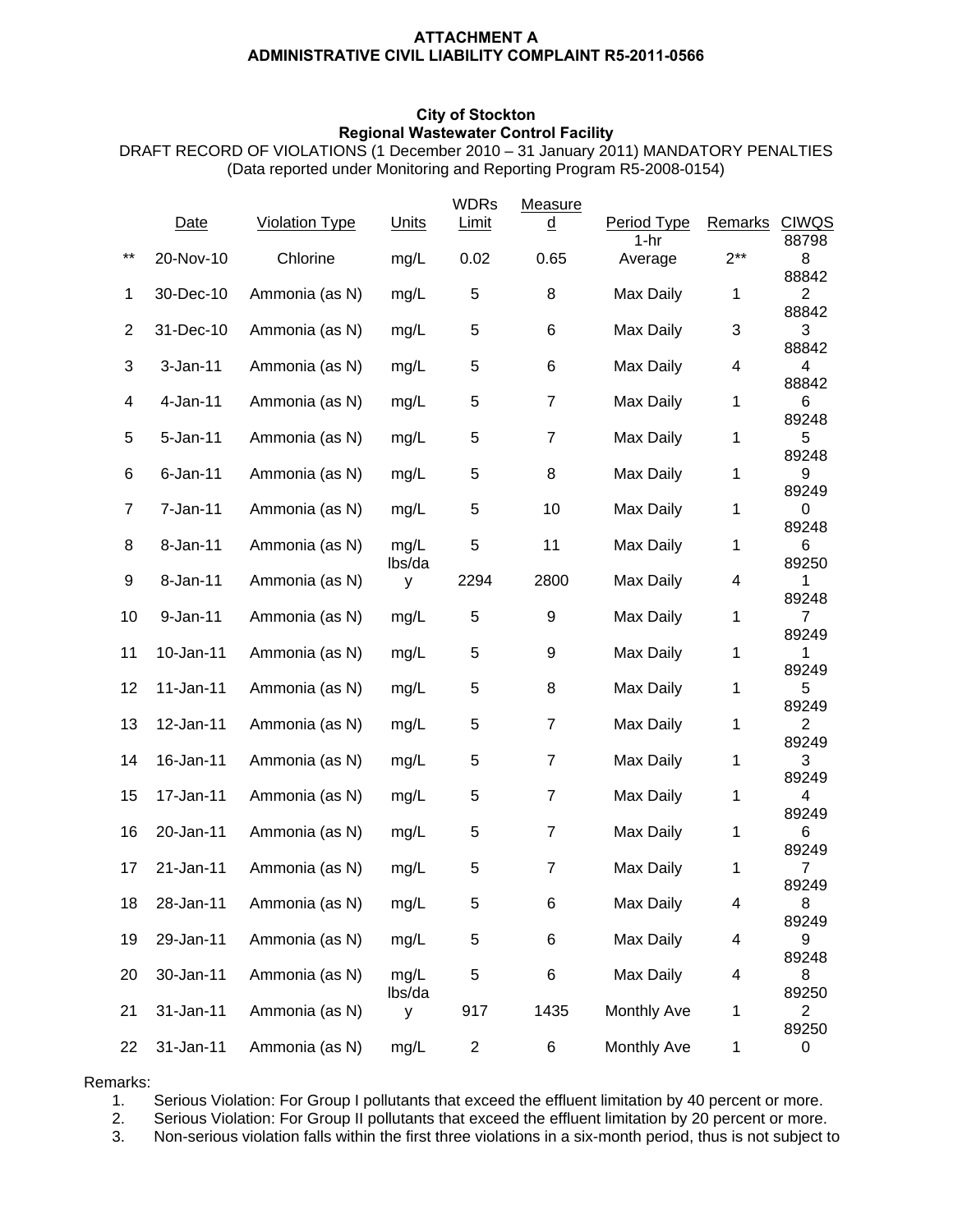**ATTACHMENT A**
**ADMINISTRATIVE CIVIL LIABILITY COMPLAINT R5-2011-0566**

**City of Stockton**
**Regional Wastewater Control Facility**
DRAFT RECORD OF VIOLATIONS (1 December 2010 – 31 January 2011) MANDATORY PENALTIES
(Data reported under Monitoring and Reporting Program R5-2008-0154)

| | Date | Violation Type | Units | WDRs Limit | Measured | Period Type | Remarks | CIWQS |
|---|---|---|---|---|---|---|---|---|
| ** | 20-Nov-10 | Chlorine | mg/L | 0.02 | 0.65 | 1-hr Average | 2** | 887988 |
| 1 | 30-Dec-10 | Ammonia (as N) | mg/L | 5 | 8 | Max Daily | 1 | 888422 |
| 2 | 31-Dec-10 | Ammonia (as N) | mg/L | 5 | 6 | Max Daily | 3 | 888423 |
| 3 | 3-Jan-11 | Ammonia (as N) | mg/L | 5 | 6 | Max Daily | 4 | 888424 |
| 4 | 4-Jan-11 | Ammonia (as N) | mg/L | 5 | 7 | Max Daily | 1 | 888426 |
| 5 | 5-Jan-11 | Ammonia (as N) | mg/L | 5 | 7 | Max Daily | 1 | 892485 |
| 6 | 6-Jan-11 | Ammonia (as N) | mg/L | 5 | 8 | Max Daily | 1 | 892489 |
| 7 | 7-Jan-11 | Ammonia (as N) | mg/L | 5 | 10 | Max Daily | 1 | 892490 |
| 8 | 8-Jan-11 | Ammonia (as N) | mg/L | 5 | 11 | Max Daily | 1 | 892486 |
| 9 | 8-Jan-11 | Ammonia (as N) | lbs/day | 2294 | 2800 | Max Daily | 4 | 892501 |
| 10 | 9-Jan-11 | Ammonia (as N) | mg/L | 5 | 9 | Max Daily | 1 | 892487 |
| 11 | 10-Jan-11 | Ammonia (as N) | mg/L | 5 | 9 | Max Daily | 1 | 892491 |
| 12 | 11-Jan-11 | Ammonia (as N) | mg/L | 5 | 8 | Max Daily | 1 | 892495 |
| 13 | 12-Jan-11 | Ammonia (as N) | mg/L | 5 | 7 | Max Daily | 1 | 892492 |
| 14 | 16-Jan-11 | Ammonia (as N) | mg/L | 5 | 7 | Max Daily | 1 | 892493 |
| 15 | 17-Jan-11 | Ammonia (as N) | mg/L | 5 | 7 | Max Daily | 1 | 892494 |
| 16 | 20-Jan-11 | Ammonia (as N) | mg/L | 5 | 7 | Max Daily | 1 | 892496 |
| 17 | 21-Jan-11 | Ammonia (as N) | mg/L | 5 | 7 | Max Daily | 1 | 892497 |
| 18 | 28-Jan-11 | Ammonia (as N) | mg/L | 5 | 6 | Max Daily | 4 | 892498 |
| 19 | 29-Jan-11 | Ammonia (as N) | mg/L | 5 | 6 | Max Daily | 4 | 892499 |
| 20 | 30-Jan-11 | Ammonia (as N) | mg/L | 5 | 6 | Max Daily | 4 | 892488 |
| 21 | 31-Jan-11 | Ammonia (as N) | lbs/day | 917 | 1435 | Monthly Ave | 1 | 892502 |
| 22 | 31-Jan-11 | Ammonia (as N) | mg/L | 2 | 6 | Monthly Ave | 1 | 892500 |

Remarks:

1. Serious Violation: For Group I pollutants that exceed the effluent limitation by 40 percent or more.
2. Serious Violation: For Group II pollutants that exceed the effluent limitation by 20 percent or more.
3. Non-serious violation falls within the first three violations in a six-month period, thus is not subject to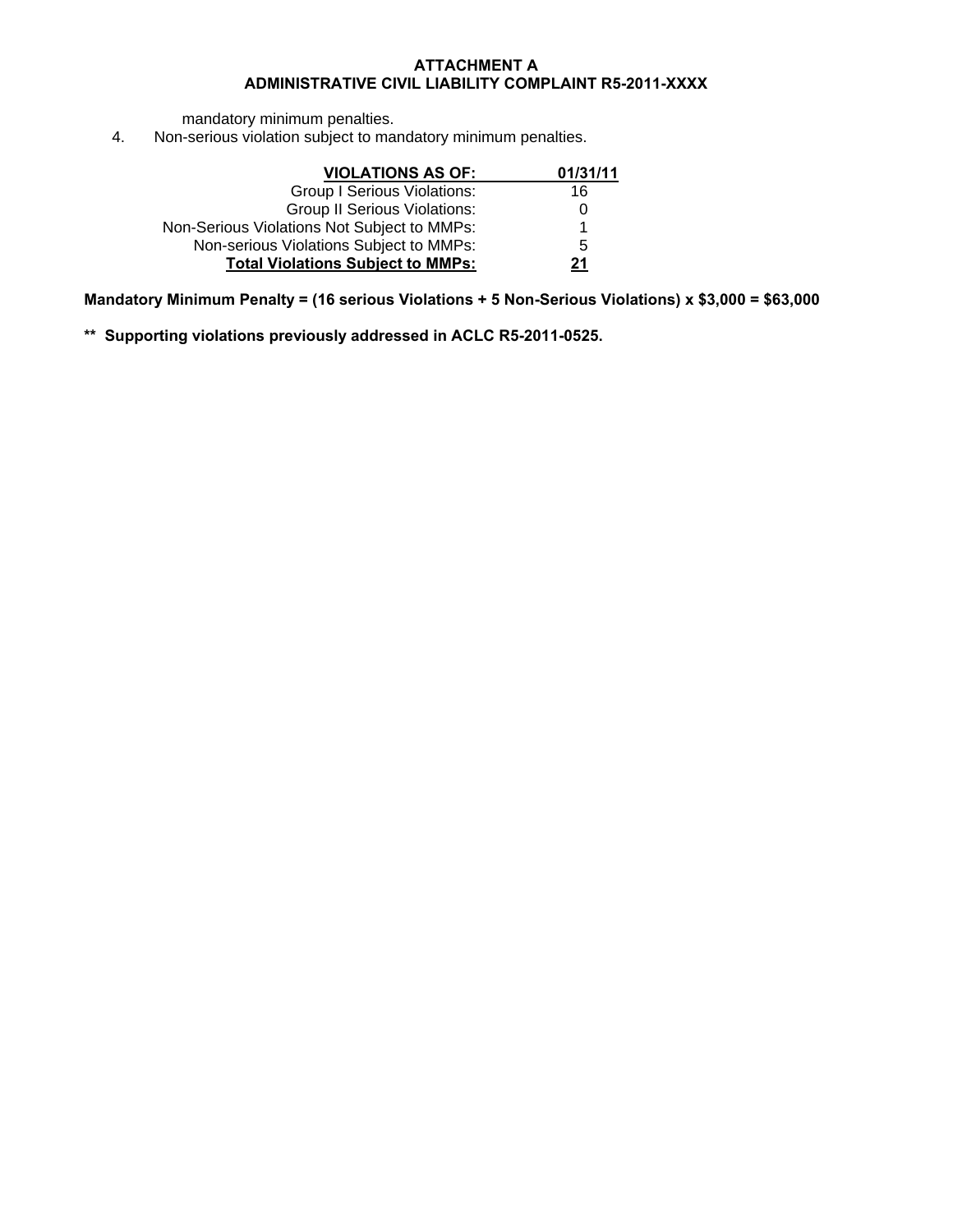**ATTACHMENT A**
**ADMINISTRATIVE CIVIL LIABILITY COMPLAINT R5-2011-XXXX**

mandatory minimum penalties.

4. Non-serious violation subject to mandatory minimum penalties.

| **VIOLATIONS AS OF:** | **01/31/11** |
|---|---|
| Group I Serious Violations: | 16 |
| Group II Serious Violations: | 0 |
| Non-Serious Violations Not Subject to MMPs: | 1 |
| Non-serious Violations Subject to MMPs: | 5 |
| **Total Violations Subject to MMPs:** | **21** |

**Mandatory Minimum Penalty = (16 serious Violations + 5 Non-Serious Violations) x $3,000 = $63,000**

**** Supporting violations previously addressed in ACLC R5-2011-0525.**